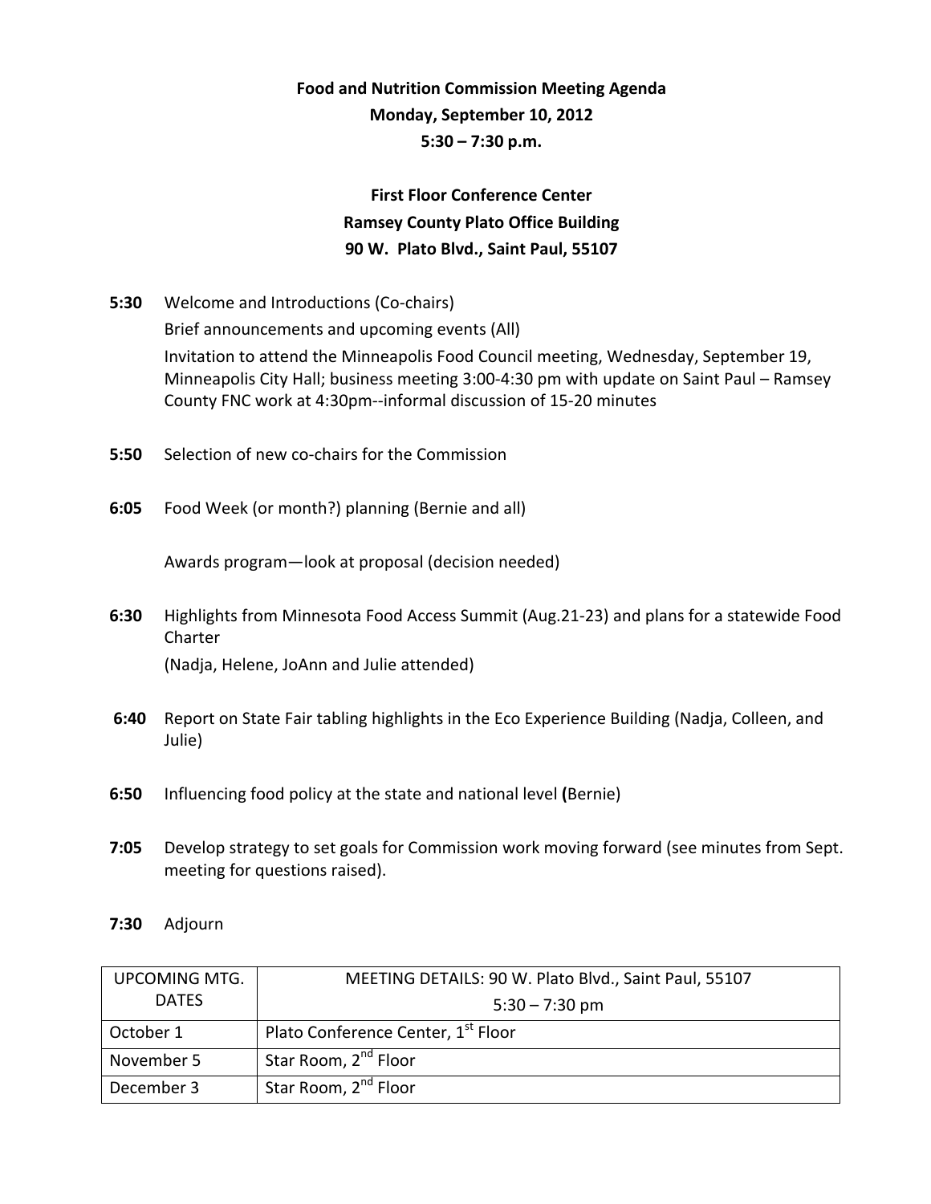**Food and Nutrition Commission Meeting Agenda**

**Monday, September 10, 2012**

**5:30 – 7:30 p.m.**

**First Floor Conference Center**

**Ramsey County Plato Office Building**

**90 W. Plato Blvd., Saint Paul, 55107**

**5:30** Welcome and Introductions (Co-chairs)

Brief announcements and upcoming events (All)

Invitation to attend the Minneapolis Food Council meeting, Wednesday, September 19, Minneapolis City Hall; business meeting 3:00-4:30 pm with update on Saint Paul – Ramsey County FNC work at 4:30pm--informal discussion of 15-20 minutes

**5:50** Selection of new co-chairs for the Commission

**6:05** Food Week (or month?) planning (Bernie and all)

Awards program—look at proposal (decision needed)

**6:30** Highlights from Minnesota Food Access Summit (Aug.21-23) and plans for a statewide Food Charter

(Nadja, Helene, JoAnn and Julie attended)

**6:40** Report on State Fair tabling highlights in the Eco Experience Building (Nadja, Colleen, and Julie)

**6:50** Influencing food policy at the state and national level **(**Bernie)

**7:05** Develop strategy to set goals for Commission work moving forward (see minutes from Sept. meeting for questions raised).

**7:30** Adjourn

| UPCOMING MTG. DATES | MEETING DETAILS: 90 W. Plato Blvd., Saint Paul, 55107 5:30 – 7:30 pm |
|---|---|
| October 1 | Plato Conference Center, 1st Floor |
| November 5 | Star Room, 2nd Floor |
| December 3 | Star Room, 2nd Floor |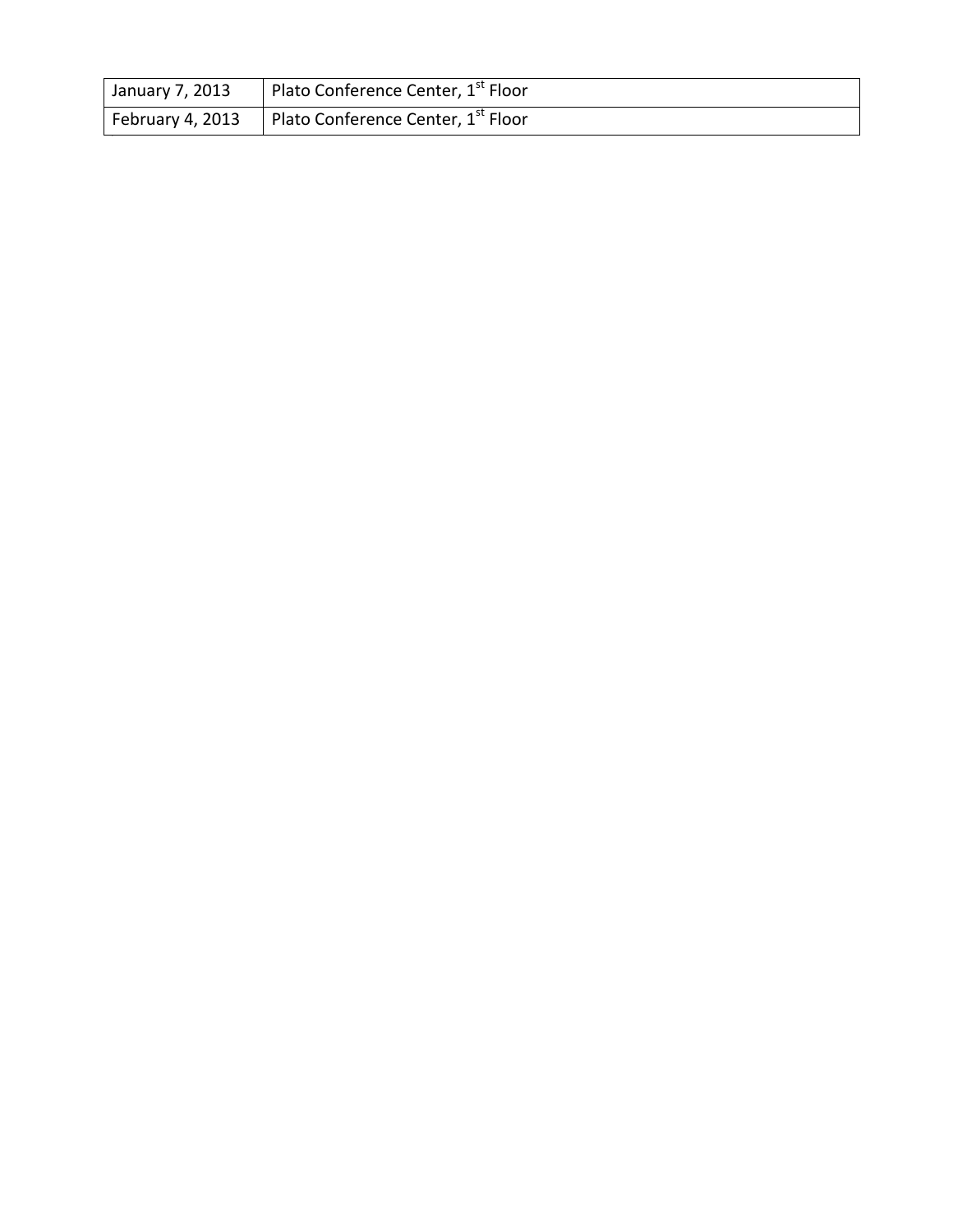| | |
|---|---|
| January 7, 2013 | Plato Conference Center, 1st Floor |
| February 4, 2013 | Plato Conference Center, 1st Floor |